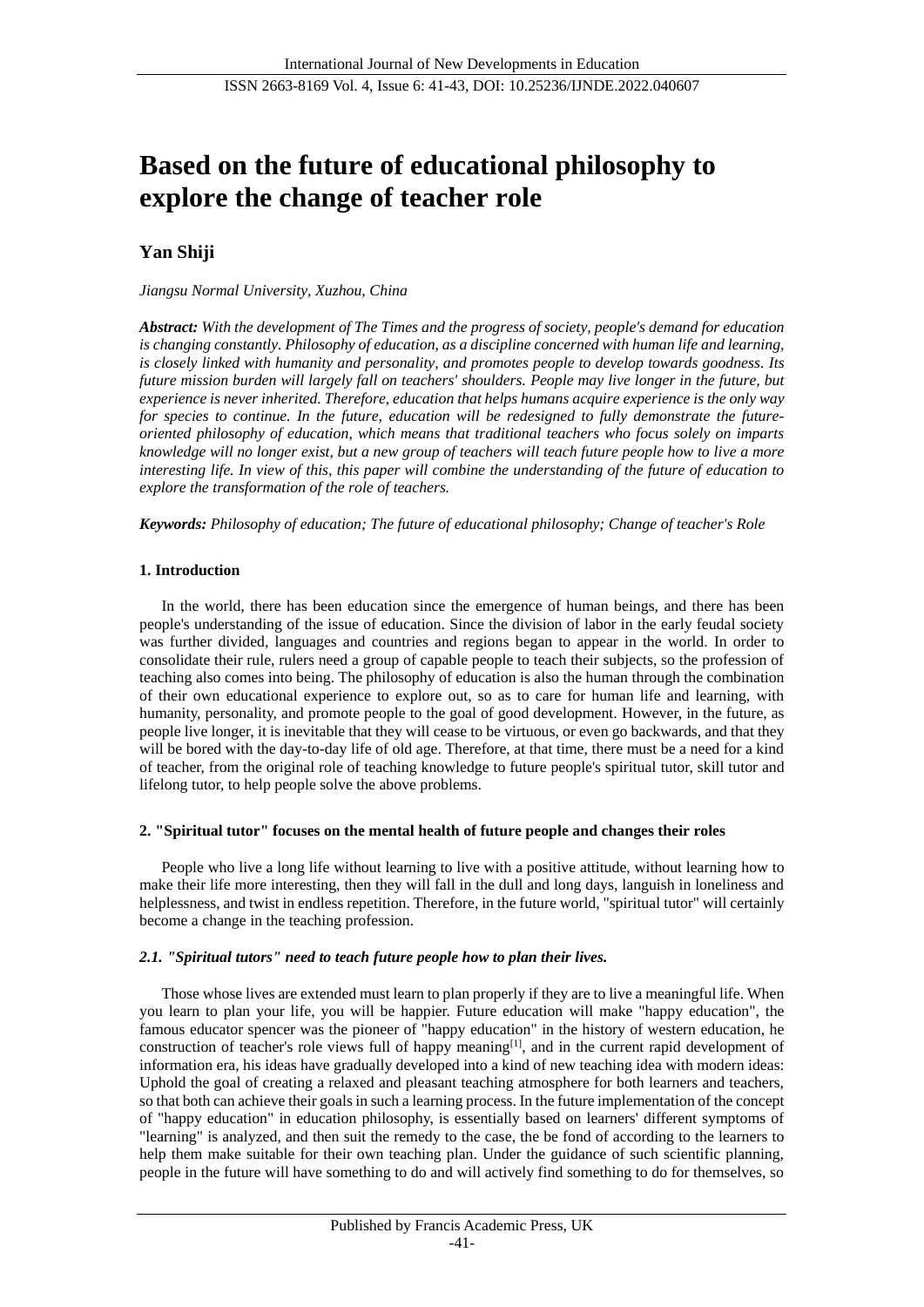# Based on the future of educational philosophy to explore the change of teacher role

**Yan Shiji**

*Jiangsu Normal University, Xuzhou, China*

***Abstract:*** *With the development of The Times and the progress of society, people's demand for education is changing constantly. Philosophy of education, as a discipline concerned with human life and learning, is closely linked with humanity and personality, and promotes people to develop towards goodness. Its future mission burden will largely fall on teachers' shoulders. People may live longer in the future, but experience is never inherited. Therefore, education that helps humans acquire experience is the only way for species to continue. In the future, education will be redesigned to fully demonstrate the future-oriented philosophy of education, which means that traditional teachers who focus solely on imparts knowledge will no longer exist, but a new group of teachers will teach future people how to live a more interesting life. In view of this, this paper will combine the understanding of the future of education to explore the transformation of the role of teachers.*

***Keywords:*** *Philosophy of education; The future of educational philosophy; Change of teacher's Role*

## 1. Introduction

In the world, there has been education since the emergence of human beings, and there has been people's understanding of the issue of education. Since the division of labor in the early feudal society was further divided, languages and countries and regions began to appear in the world. In order to consolidate their rule, rulers need a group of capable people to teach their subjects, so the profession of teaching also comes into being. The philosophy of education is also the human through the combination of their own educational experience to explore out, so as to care for human life and learning, with humanity, personality, and promote people to the goal of good development. However, in the future, as people live longer, it is inevitable that they will cease to be virtuous, or even go backwards, and that they will be bored with the day-to-day life of old age. Therefore, at that time, there must be a need for a kind of teacher, from the original role of teaching knowledge to future people's spiritual tutor, skill tutor and lifelong tutor, to help people solve the above problems.

## 2. "Spiritual tutor" focuses on the mental health of future people and changes their roles

People who live a long life without learning to live with a positive attitude, without learning how to make their life more interesting, then they will fall in the dull and long days, languish in loneliness and helplessness, and twist in endless repetition. Therefore, in the future world, "spiritual tutor" will certainly become a change in the teaching profession.

### *2.1. "Spiritual tutors" need to teach future people how to plan their lives.*

Those whose lives are extended must learn to plan properly if they are to live a meaningful life. When you learn to plan your life, you will be happier. Future education will make "happy education", the famous educator spencer was the pioneer of "happy education" in the history of western education, he construction of teacher's role views full of happy meaning[1], and in the current rapid development of information era, his ideas have gradually developed into a kind of new teaching idea with modern ideas: Uphold the goal of creating a relaxed and pleasant teaching atmosphere for both learners and teachers, so that both can achieve their goals in such a learning process. In the future implementation of the concept of "happy education" in education philosophy, is essentially based on learners' different symptoms of "learning" is analyzed, and then suit the remedy to the case, the be fond of according to the learners to help them make suitable for their own teaching plan. Under the guidance of such scientific planning, people in the future will have something to do and will actively find something to do for themselves, so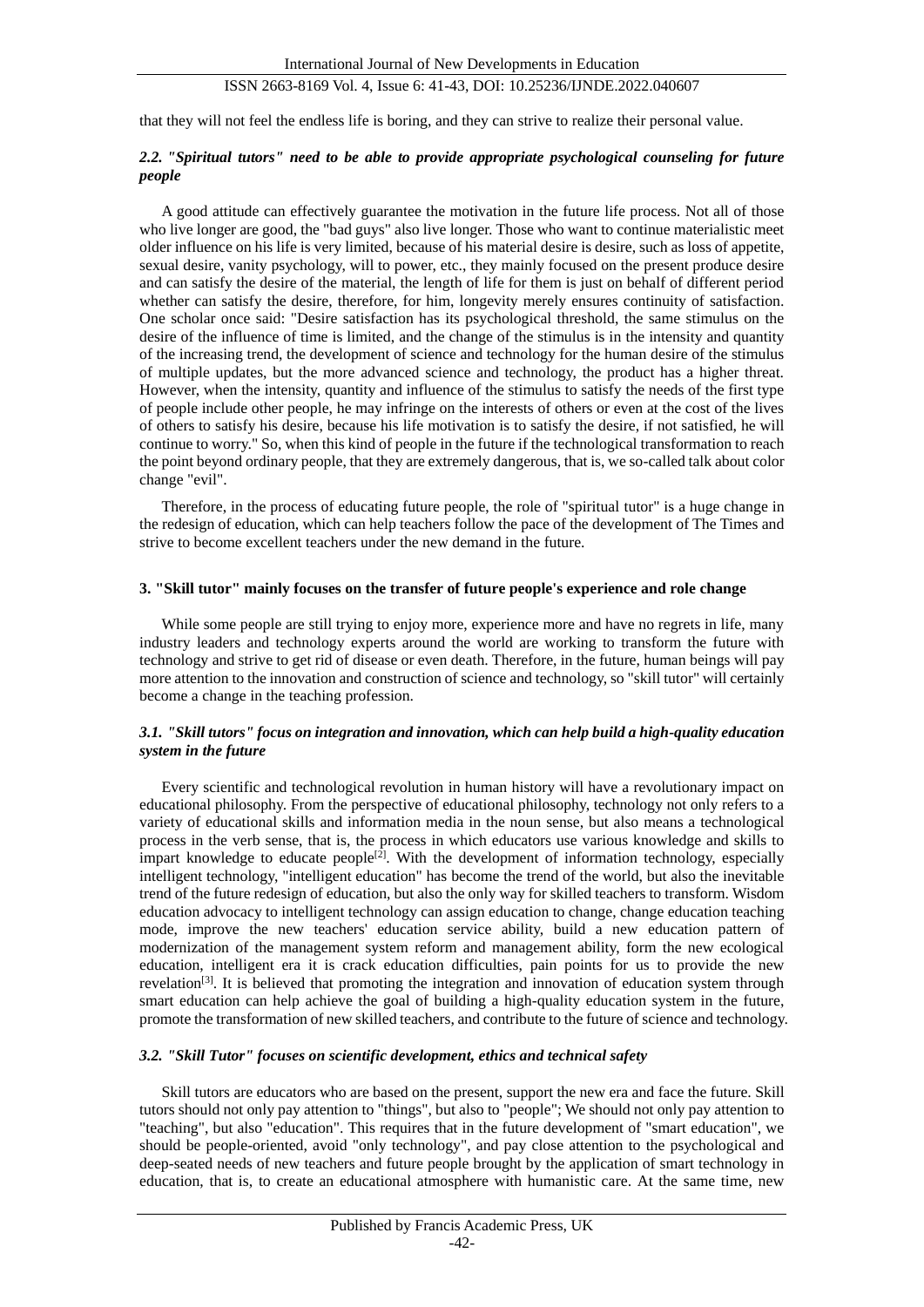that they will not feel the endless life is boring, and they can strive to realize their personal value.

### *2.2. "Spiritual tutors" need to be able to provide appropriate psychological counseling for future people*

A good attitude can effectively guarantee the motivation in the future life process. Not all of those who live longer are good, the "bad guys" also live longer. Those who want to continue materialistic meet older influence on his life is very limited, because of his material desire is desire, such as loss of appetite, sexual desire, vanity psychology, will to power, etc., they mainly focused on the present produce desire and can satisfy the desire of the material, the length of life for them is just on behalf of different period whether can satisfy the desire, therefore, for him, longevity merely ensures continuity of satisfaction. One scholar once said: "Desire satisfaction has its psychological threshold, the same stimulus on the desire of the influence of time is limited, and the change of the stimulus is in the intensity and quantity of the increasing trend, the development of science and technology for the human desire of the stimulus of multiple updates, but the more advanced science and technology, the product has a higher threat. However, when the intensity, quantity and influence of the stimulus to satisfy the needs of the first type of people include other people, he may infringe on the interests of others or even at the cost of the lives of others to satisfy his desire, because his life motivation is to satisfy the desire, if not satisfied, he will continue to worry." So, when this kind of people in the future if the technological transformation to reach the point beyond ordinary people, that they are extremely dangerous, that is, we so-called talk about color change "evil".

Therefore, in the process of educating future people, the role of "spiritual tutor" is a huge change in the redesign of education, which can help teachers follow the pace of the development of The Times and strive to become excellent teachers under the new demand in the future.

## 3. "Skill tutor" mainly focuses on the transfer of future people's experience and role change

While some people are still trying to enjoy more, experience more and have no regrets in life, many industry leaders and technology experts around the world are working to transform the future with technology and strive to get rid of disease or even death. Therefore, in the future, human beings will pay more attention to the innovation and construction of science and technology, so "skill tutor" will certainly become a change in the teaching profession.

### *3.1. "Skill tutors" focus on integration and innovation, which can help build a high-quality education system in the future*

Every scientific and technological revolution in human history will have a revolutionary impact on educational philosophy. From the perspective of educational philosophy, technology not only refers to a variety of educational skills and information media in the noun sense, but also means a technological process in the verb sense, that is, the process in which educators use various knowledge and skills to impart knowledge to educate people[2]. With the development of information technology, especially intelligent technology, "intelligent education" has become the trend of the world, but also the inevitable trend of the future redesign of education, but also the only way for skilled teachers to transform. Wisdom education advocacy to intelligent technology can assign education to change, change education teaching mode, improve the new teachers' education service ability, build a new education pattern of modernization of the management system reform and management ability, form the new ecological education, intelligent era it is crack education difficulties, pain points for us to provide the new revelation[3]. It is believed that promoting the integration and innovation of education system through smart education can help achieve the goal of building a high-quality education system in the future, promote the transformation of new skilled teachers, and contribute to the future of science and technology.

### *3.2. "Skill Tutor" focuses on scientific development, ethics and technical safety*

Skill tutors are educators who are based on the present, support the new era and face the future. Skill tutors should not only pay attention to "things", but also to "people"; We should not only pay attention to "teaching", but also "education". This requires that in the future development of "smart education", we should be people-oriented, avoid "only technology", and pay close attention to the psychological and deep-seated needs of new teachers and future people brought by the application of smart technology in education, that is, to create an educational atmosphere with humanistic care. At the same time, new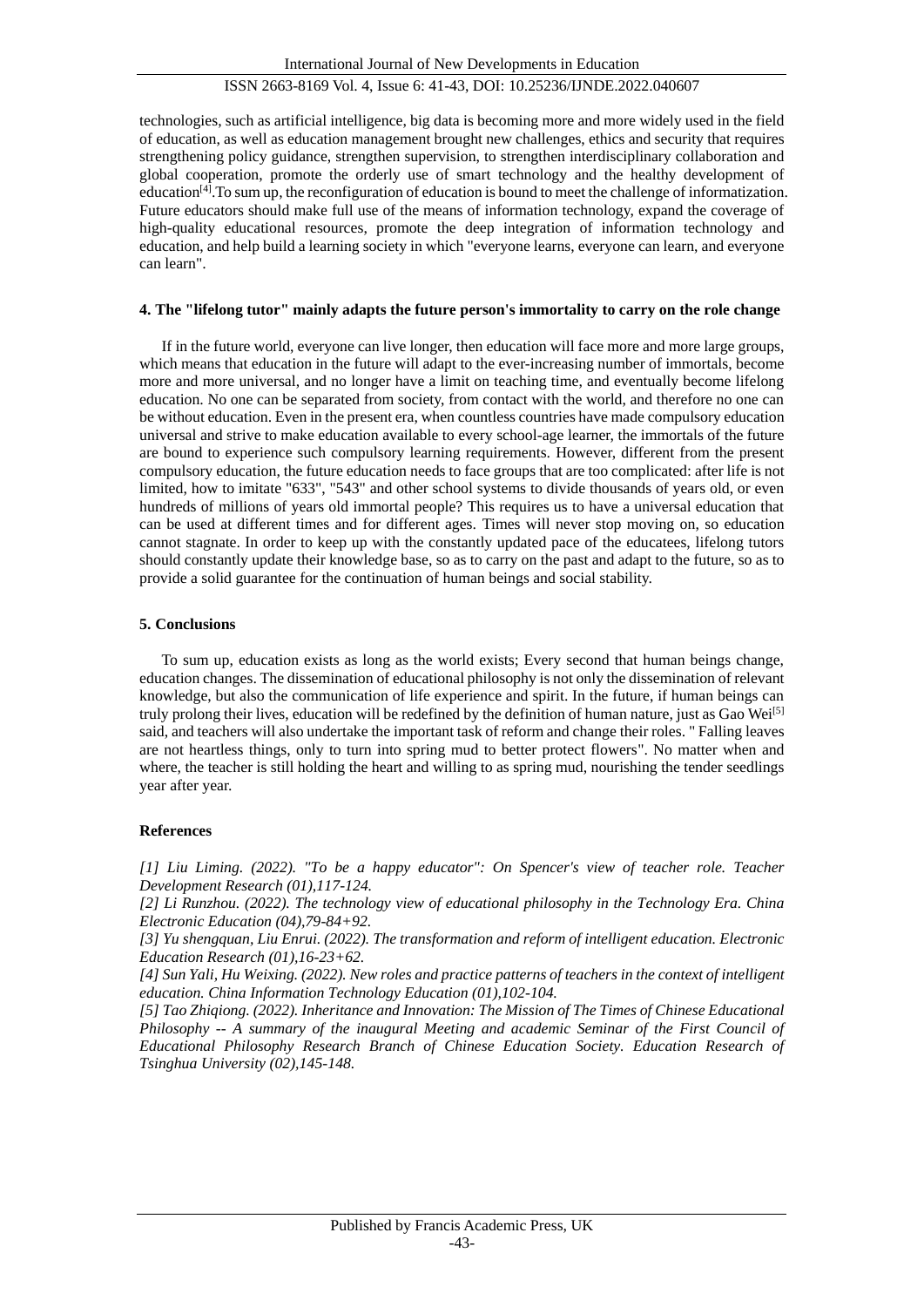technologies, such as artificial intelligence, big data is becoming more and more widely used in the field of education, as well as education management brought new challenges, ethics and security that requires strengthening policy guidance, strengthen supervision, to strengthen interdisciplinary collaboration and global cooperation, promote the orderly use of smart technology and the healthy development of education[4].To sum up, the reconfiguration of education is bound to meet the challenge of informatization. Future educators should make full use of the means of information technology, expand the coverage of high-quality educational resources, promote the deep integration of information technology and education, and help build a learning society in which "everyone learns, everyone can learn, and everyone can learn".

## 4. The "lifelong tutor" mainly adapts the future person's immortality to carry on the role change

If in the future world, everyone can live longer, then education will face more and more large groups, which means that education in the future will adapt to the ever-increasing number of immortals, become more and more universal, and no longer have a limit on teaching time, and eventually become lifelong education. No one can be separated from society, from contact with the world, and therefore no one can be without education. Even in the present era, when countless countries have made compulsory education universal and strive to make education available to every school-age learner, the immortals of the future are bound to experience such compulsory learning requirements. However, different from the present compulsory education, the future education needs to face groups that are too complicated: after life is not limited, how to imitate "633", "543" and other school systems to divide thousands of years old, or even hundreds of millions of years old immortal people? This requires us to have a universal education that can be used at different times and for different ages. Times will never stop moving on, so education cannot stagnate. In order to keep up with the constantly updated pace of the educatees, lifelong tutors should constantly update their knowledge base, so as to carry on the past and adapt to the future, so as to provide a solid guarantee for the continuation of human beings and social stability.

## 5. Conclusions

To sum up, education exists as long as the world exists; Every second that human beings change, education changes. The dissemination of educational philosophy is not only the dissemination of relevant knowledge, but also the communication of life experience and spirit. In the future, if human beings can truly prolong their lives, education will be redefined by the definition of human nature, just as Gao Wei[5] said, and teachers will also undertake the important task of reform and change their roles. " Falling leaves are not heartless things, only to turn into spring mud to better protect flowers". No matter when and where, the teacher is still holding the heart and willing to as spring mud, nourishing the tender seedlings year after year.

## References

*[1] Liu Liming. (2022). "To be a happy educator": On Spencer's view of teacher role. Teacher Development Research (01),117-124.*

*[2] Li Runzhou. (2022). The technology view of educational philosophy in the Technology Era. China Electronic Education (04),79-84+92.*

*[3] Yu shengquan, Liu Enrui. (2022). The transformation and reform of intelligent education. Electronic Education Research (01),16-23+62.*

*[4] Sun Yali, Hu Weixing. (2022). New roles and practice patterns of teachers in the context of intelligent education. China Information Technology Education (01),102-104.*

*[5] Tao Zhiqiong. (2022). Inheritance and Innovation: The Mission of The Times of Chinese Educational Philosophy -- A summary of the inaugural Meeting and academic Seminar of the First Council of Educational Philosophy Research Branch of Chinese Education Society. Education Research of Tsinghua University (02),145-148.*